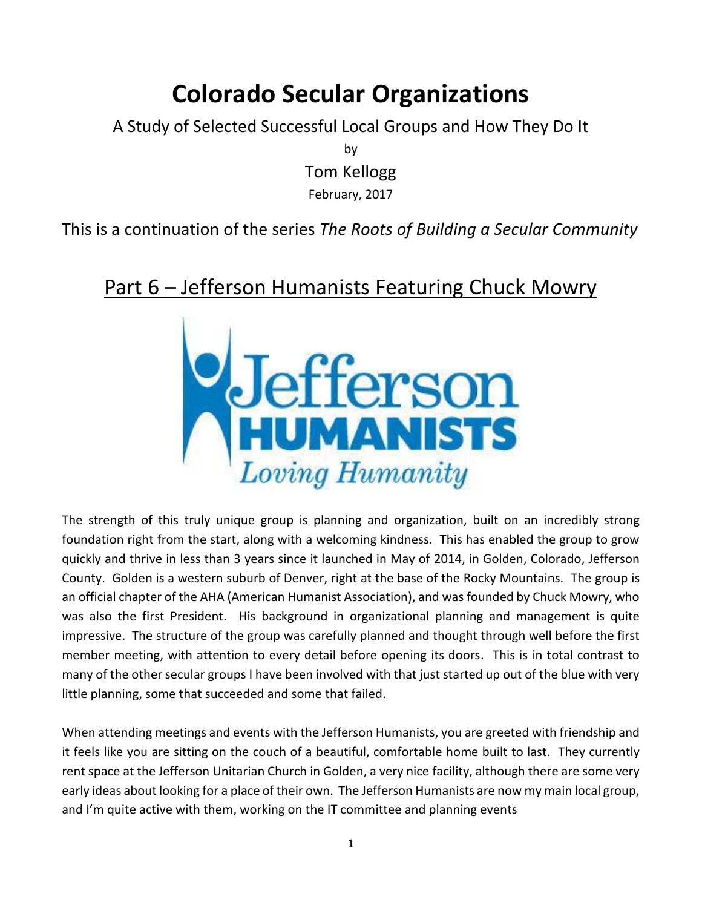# Colorado Secular Organizations

A Study of Selected Successful Local Groups and How They Do It

by

Tom Kellogg

February, 2017

This is a continuation of the series *The Roots of Building a Secular Community*

## Part 6 – Jefferson Humanists Featuring Chuck Mowry

The strength of this truly unique group is planning and organization, built on an incredibly strong foundation right from the start, along with a welcoming kindness. This has enabled the group to grow quickly and thrive in less than 3 years since it launched in May of 2014, in Golden, Colorado, Jefferson County. Golden is a western suburb of Denver, right at the base of the Rocky Mountains. The group is an official chapter of the AHA (American Humanist Association), and was founded by Chuck Mowry, who was also the first President. His background in organizational planning and management is quite impressive. The structure of the group was carefully planned and thought through well before the first member meeting, with attention to every detail before opening its doors. This is in total contrast to many of the other secular groups I have been involved with that just started up out of the blue with very little planning, some that succeeded and some that failed.

When attending meetings and events with the Jefferson Humanists, you are greeted with friendship and it feels like you are sitting on the couch of a beautiful, comfortable home built to last. They currently rent space at the Jefferson Unitarian Church in Golden, a very nice facility, although there are some very early ideas about looking for a place of their own. The Jefferson Humanists are now my main local group, and I'm quite active with them, working on the IT committee and planning events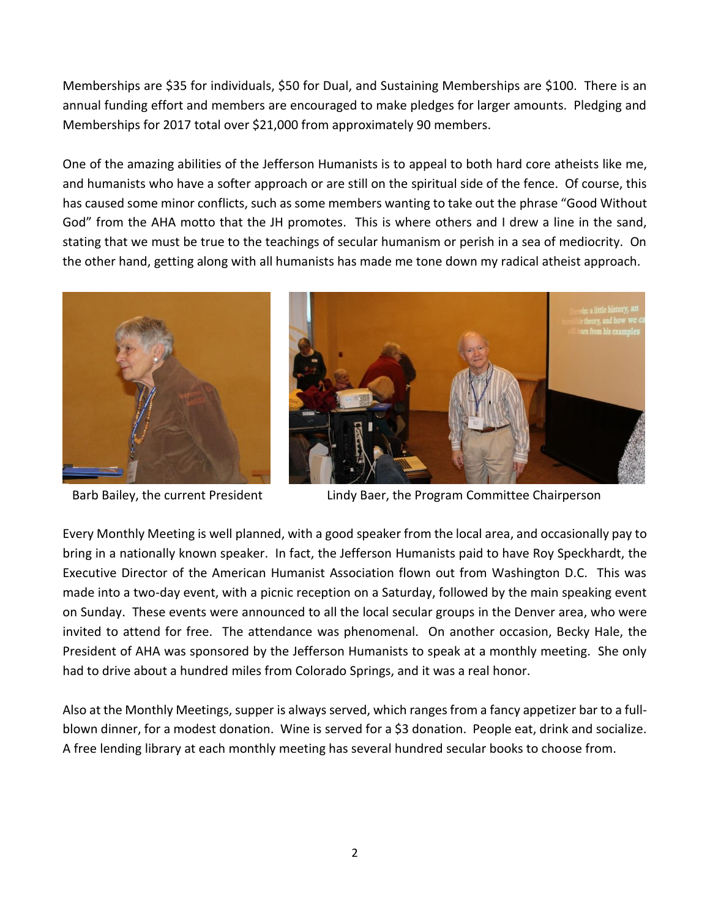Memberships are $35 for individuals, $50 for Dual, and Sustaining Memberships are $100. There is an annual funding effort and members are encouraged to make pledges for larger amounts. Pledging and Memberships for 2017 total over $21,000 from approximately 90 members.

One of the amazing abilities of the Jefferson Humanists is to appeal to both hard core atheists like me, and humanists who have a softer approach or are still on the spiritual side of the fence. Of course, this has caused some minor conflicts, such as some members wanting to take out the phrase "Good Without God" from the AHA motto that the JH promotes. This is where others and I drew a line in the sand, stating that we must be true to the teachings of secular humanism or perish in a sea of mediocrity. On the other hand, getting along with all humanists has made me tone down my radical atheist approach.

Barb Bailey, the current President

Lindy Baer, the Program Committee Chairperson

Every Monthly Meeting is well planned, with a good speaker from the local area, and occasionally pay to bring in a nationally known speaker. In fact, the Jefferson Humanists paid to have Roy Speckhardt, the Executive Director of the American Humanist Association flown out from Washington D.C. This was made into a two-day event, with a picnic reception on a Saturday, followed by the main speaking event on Sunday. These events were announced to all the local secular groups in the Denver area, who were invited to attend for free. The attendance was phenomenal. On another occasion, Becky Hale, the President of AHA was sponsored by the Jefferson Humanists to speak at a monthly meeting. She only had to drive about a hundred miles from Colorado Springs, and it was a real honor.

Also at the Monthly Meetings, supper is always served, which ranges from a fancy appetizer bar to a full-blown dinner, for a modest donation. Wine is served for a $3 donation. People eat, drink and socialize. A free lending library at each monthly meeting has several hundred secular books to choose from.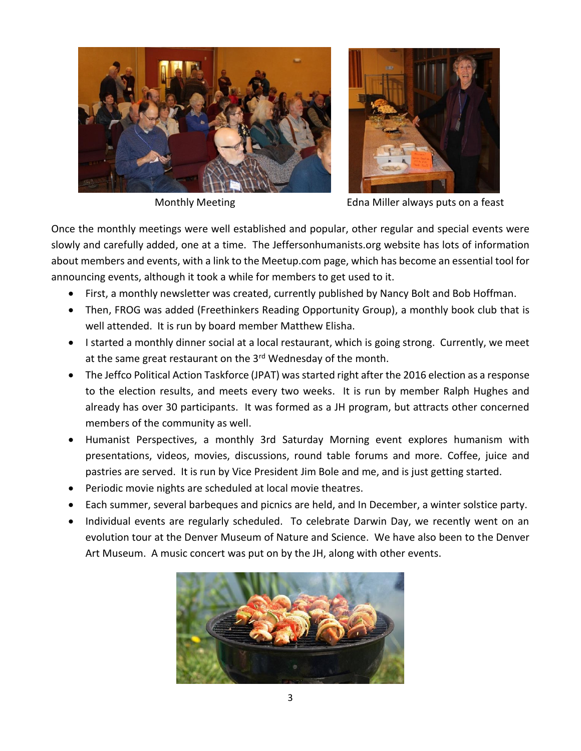Monthly Meeting

Edna Miller always puts on a feast

Once the monthly meetings were well established and popular, other regular and special events were slowly and carefully added, one at a time. The Jeffersonhumanists.org website has lots of information about members and events, with a link to the Meetup.com page, which has become an essential tool for announcing events, although it took a while for members to get used to it.

- First, a monthly newsletter was created, currently published by Nancy Bolt and Bob Hoffman.
- Then, FROG was added (Freethinkers Reading Opportunity Group), a monthly book club that is well attended. It is run by board member Matthew Elisha.
- I started a monthly dinner social at a local restaurant, which is going strong. Currently, we meet at the same great restaurant on the 3rd Wednesday of the month.
- The Jeffco Political Action Taskforce (JPAT) was started right after the 2016 election as a response to the election results, and meets every two weeks. It is run by member Ralph Hughes and already has over 30 participants. It was formed as a JH program, but attracts other concerned members of the community as well.
- Humanist Perspectives, a monthly 3rd Saturday Morning event explores humanism with presentations, videos, movies, discussions, round table forums and more. Coffee, juice and pastries are served. It is run by Vice President Jim Bole and me, and is just getting started.
- Periodic movie nights are scheduled at local movie theatres.
- Each summer, several barbeques and picnics are held, and In December, a winter solstice party.
- Individual events are regularly scheduled. To celebrate Darwin Day, we recently went on an evolution tour at the Denver Museum of Nature and Science. We have also been to the Denver Art Museum. A music concert was put on by the JH, along with other events.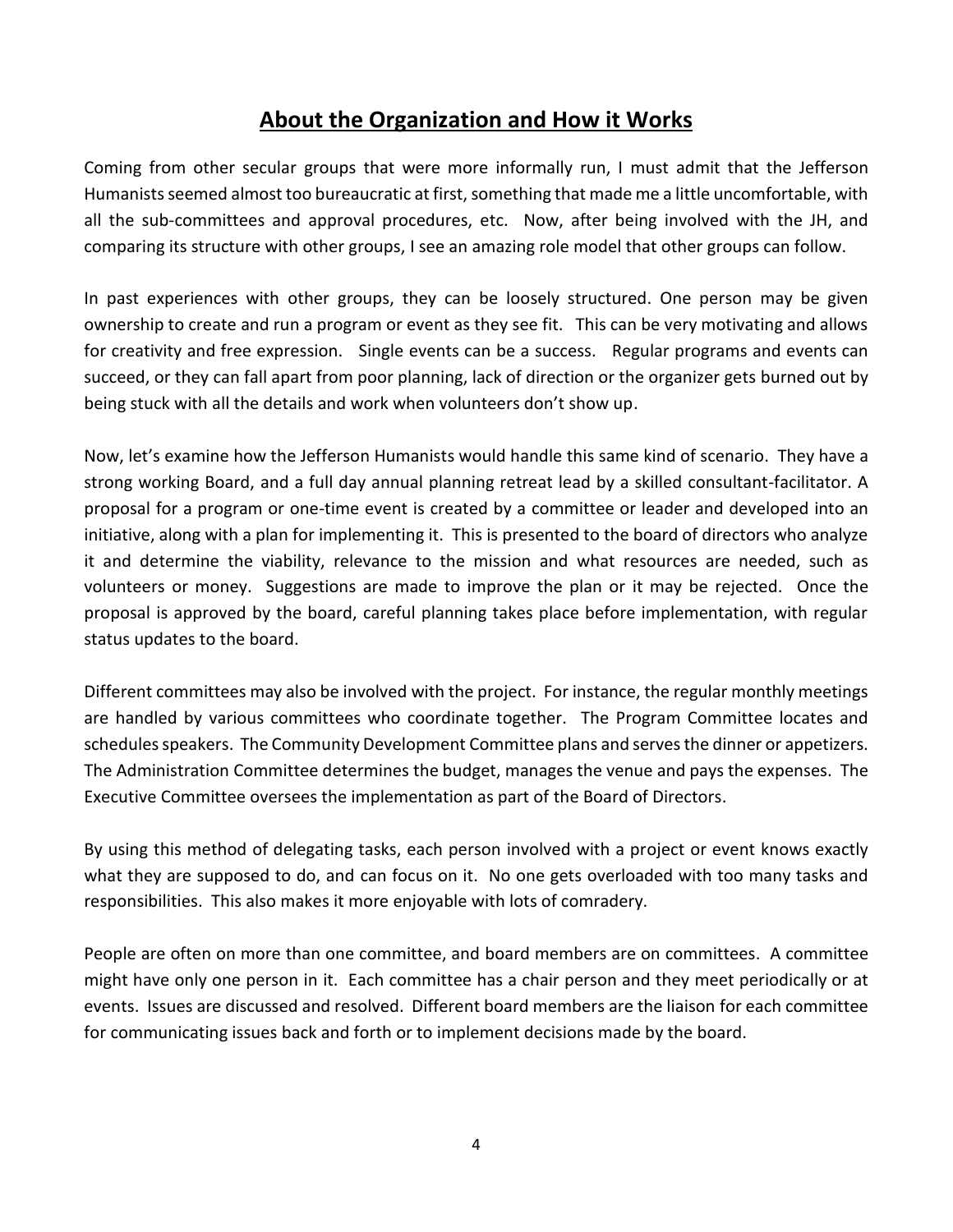## About the Organization and How it Works

Coming from other secular groups that were more informally run, I must admit that the Jefferson Humanists seemed almost too bureaucratic at first, something that made me a little uncomfortable, with all the sub-committees and approval procedures, etc. Now, after being involved with the JH, and comparing its structure with other groups, I see an amazing role model that other groups can follow.

In past experiences with other groups, they can be loosely structured. One person may be given ownership to create and run a program or event as they see fit. This can be very motivating and allows for creativity and free expression. Single events can be a success. Regular programs and events can succeed, or they can fall apart from poor planning, lack of direction or the organizer gets burned out by being stuck with all the details and work when volunteers don't show up.

Now, let's examine how the Jefferson Humanists would handle this same kind of scenario. They have a strong working Board, and a full day annual planning retreat lead by a skilled consultant-facilitator. A proposal for a program or one-time event is created by a committee or leader and developed into an initiative, along with a plan for implementing it. This is presented to the board of directors who analyze it and determine the viability, relevance to the mission and what resources are needed, such as volunteers or money. Suggestions are made to improve the plan or it may be rejected. Once the proposal is approved by the board, careful planning takes place before implementation, with regular status updates to the board.

Different committees may also be involved with the project. For instance, the regular monthly meetings are handled by various committees who coordinate together. The Program Committee locates and schedules speakers. The Community Development Committee plans and serves the dinner or appetizers. The Administration Committee determines the budget, manages the venue and pays the expenses. The Executive Committee oversees the implementation as part of the Board of Directors.

By using this method of delegating tasks, each person involved with a project or event knows exactly what they are supposed to do, and can focus on it. No one gets overloaded with too many tasks and responsibilities. This also makes it more enjoyable with lots of comradery.

People are often on more than one committee, and board members are on committees. A committee might have only one person in it. Each committee has a chair person and they meet periodically or at events. Issues are discussed and resolved. Different board members are the liaison for each committee for communicating issues back and forth or to implement decisions made by the board.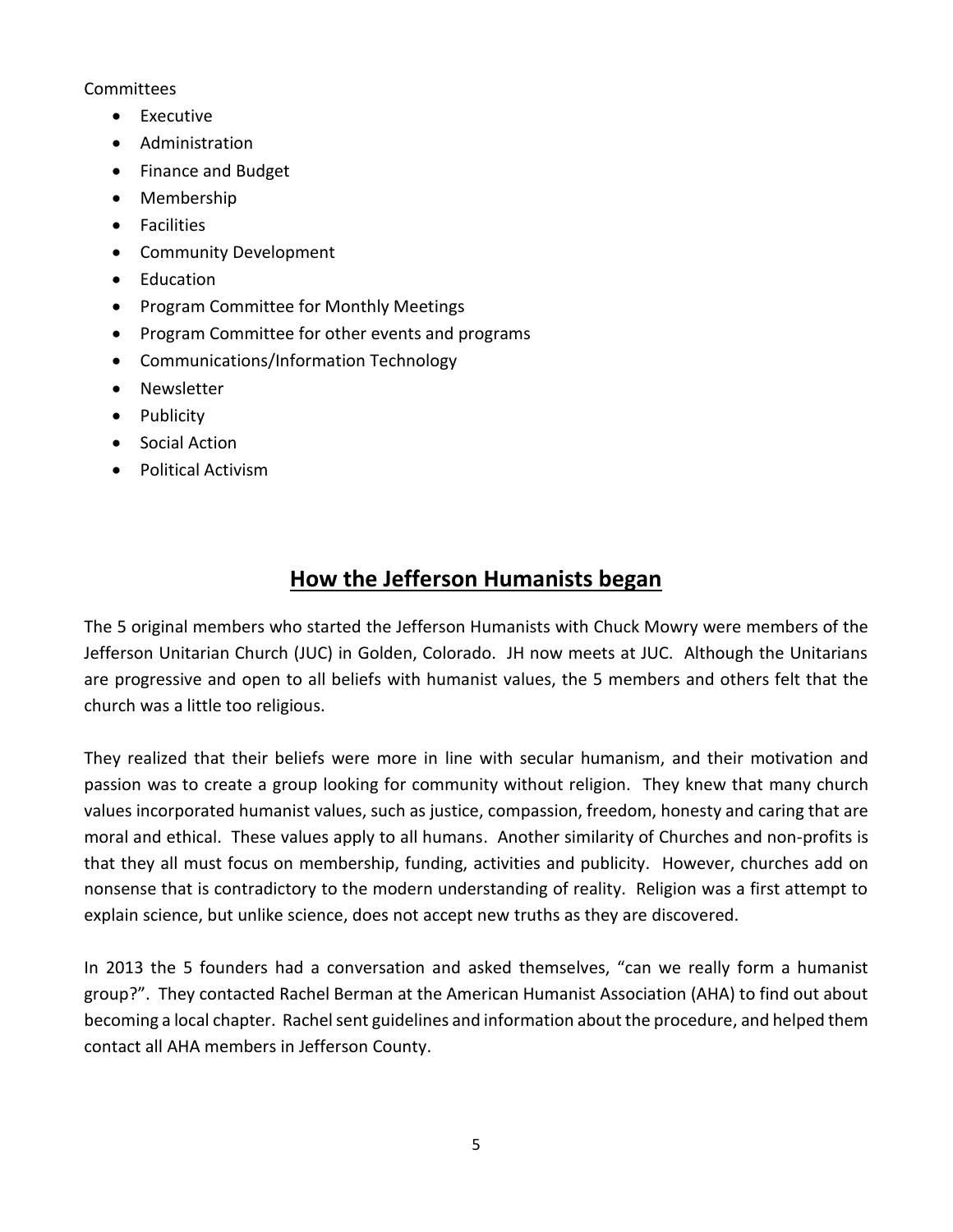Committees

- Executive
- Administration
- Finance and Budget
- Membership
- Facilities
- Community Development
- Education
- Program Committee for Monthly Meetings
- Program Committee for other events and programs
- Communications/Information Technology
- Newsletter
- Publicity
- Social Action
- Political Activism

## How the Jefferson Humanists began

The 5 original members who started the Jefferson Humanists with Chuck Mowry were members of the Jefferson Unitarian Church (JUC) in Golden, Colorado. JH now meets at JUC. Although the Unitarians are progressive and open to all beliefs with humanist values, the 5 members and others felt that the church was a little too religious.

They realized that their beliefs were more in line with secular humanism, and their motivation and passion was to create a group looking for community without religion. They knew that many church values incorporated humanist values, such as justice, compassion, freedom, honesty and caring that are moral and ethical. These values apply to all humans. Another similarity of Churches and non-profits is that they all must focus on membership, funding, activities and publicity. However, churches add on nonsense that is contradictory to the modern understanding of reality. Religion was a first attempt to explain science, but unlike science, does not accept new truths as they are discovered.

In 2013 the 5 founders had a conversation and asked themselves, "can we really form a humanist group?". They contacted Rachel Berman at the American Humanist Association (AHA) to find out about becoming a local chapter. Rachel sent guidelines and information about the procedure, and helped them contact all AHA members in Jefferson County.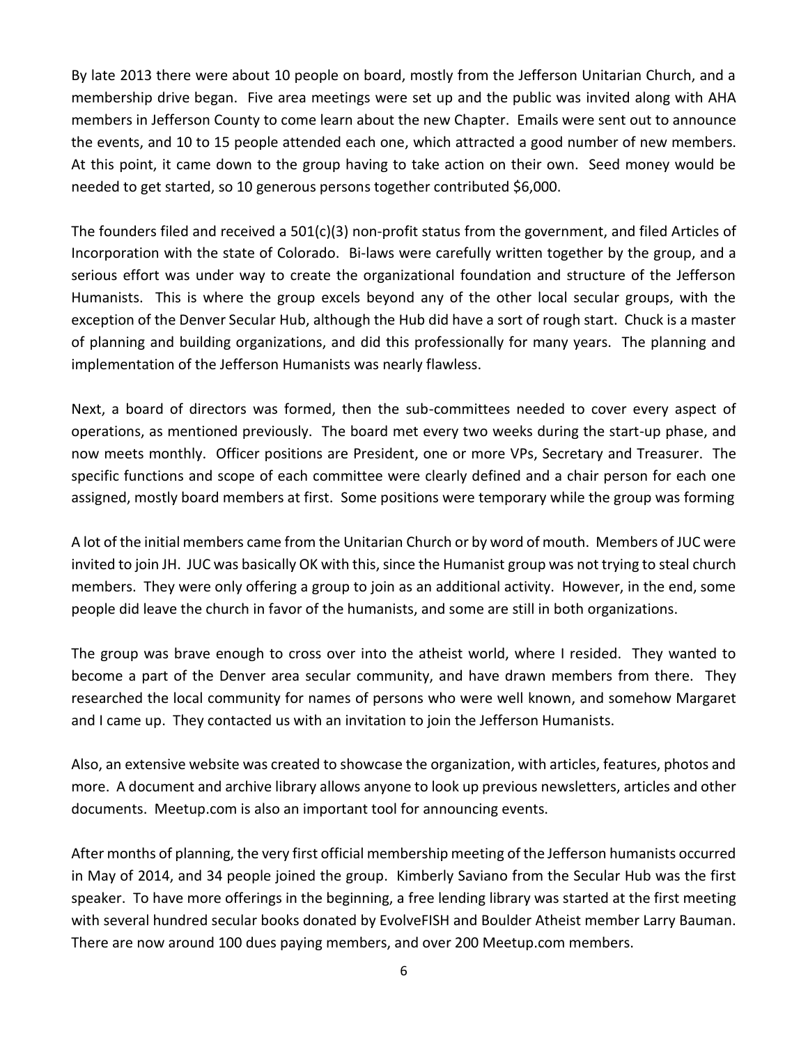By late 2013 there were about 10 people on board, mostly from the Jefferson Unitarian Church, and a membership drive began. Five area meetings were set up and the public was invited along with AHA members in Jefferson County to come learn about the new Chapter. Emails were sent out to announce the events, and 10 to 15 people attended each one, which attracted a good number of new members. At this point, it came down to the group having to take action on their own. Seed money would be needed to get started, so 10 generous persons together contributed $6,000.

The founders filed and received a 501(c)(3) non-profit status from the government, and filed Articles of Incorporation with the state of Colorado. Bi-laws were carefully written together by the group, and a serious effort was under way to create the organizational foundation and structure of the Jefferson Humanists. This is where the group excels beyond any of the other local secular groups, with the exception of the Denver Secular Hub, although the Hub did have a sort of rough start. Chuck is a master of planning and building organizations, and did this professionally for many years. The planning and implementation of the Jefferson Humanists was nearly flawless.

Next, a board of directors was formed, then the sub-committees needed to cover every aspect of operations, as mentioned previously. The board met every two weeks during the start-up phase, and now meets monthly. Officer positions are President, one or more VPs, Secretary and Treasurer. The specific functions and scope of each committee were clearly defined and a chair person for each one assigned, mostly board members at first. Some positions were temporary while the group was forming

A lot of the initial members came from the Unitarian Church or by word of mouth. Members of JUC were invited to join JH. JUC was basically OK with this, since the Humanist group was not trying to steal church members. They were only offering a group to join as an additional activity. However, in the end, some people did leave the church in favor of the humanists, and some are still in both organizations.

The group was brave enough to cross over into the atheist world, where I resided. They wanted to become a part of the Denver area secular community, and have drawn members from there. They researched the local community for names of persons who were well known, and somehow Margaret and I came up. They contacted us with an invitation to join the Jefferson Humanists.

Also, an extensive website was created to showcase the organization, with articles, features, photos and more. A document and archive library allows anyone to look up previous newsletters, articles and other documents. Meetup.com is also an important tool for announcing events.

After months of planning, the very first official membership meeting of the Jefferson humanists occurred in May of 2014, and 34 people joined the group. Kimberly Saviano from the Secular Hub was the first speaker. To have more offerings in the beginning, a free lending library was started at the first meeting with several hundred secular books donated by EvolveFISH and Boulder Atheist member Larry Bauman. There are now around 100 dues paying members, and over 200 Meetup.com members.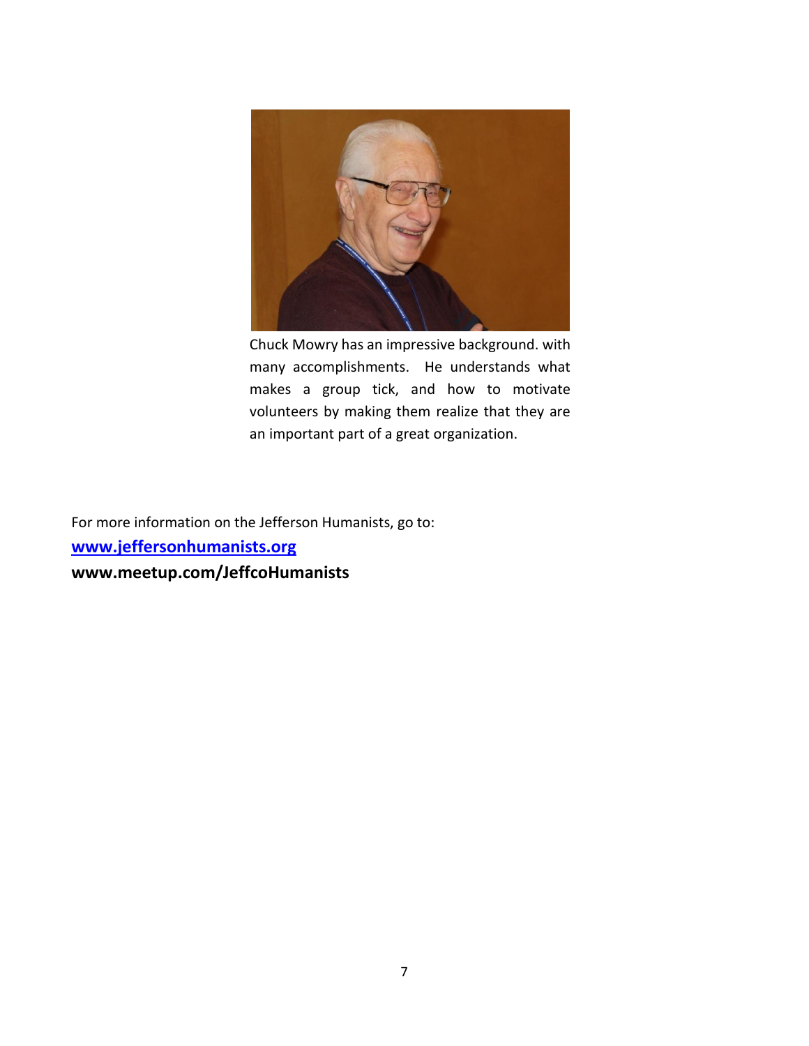Chuck Mowry has an impressive background. with many accomplishments. He understands what makes a group tick, and how to motivate volunteers by making them realize that they are an important part of a great organization.

For more information on the Jefferson Humanists, go to:

**[www.jeffersonhumanists.org](http://www.jeffersonhumanists.org)**

**www.meetup.com/JeffcoHumanists**